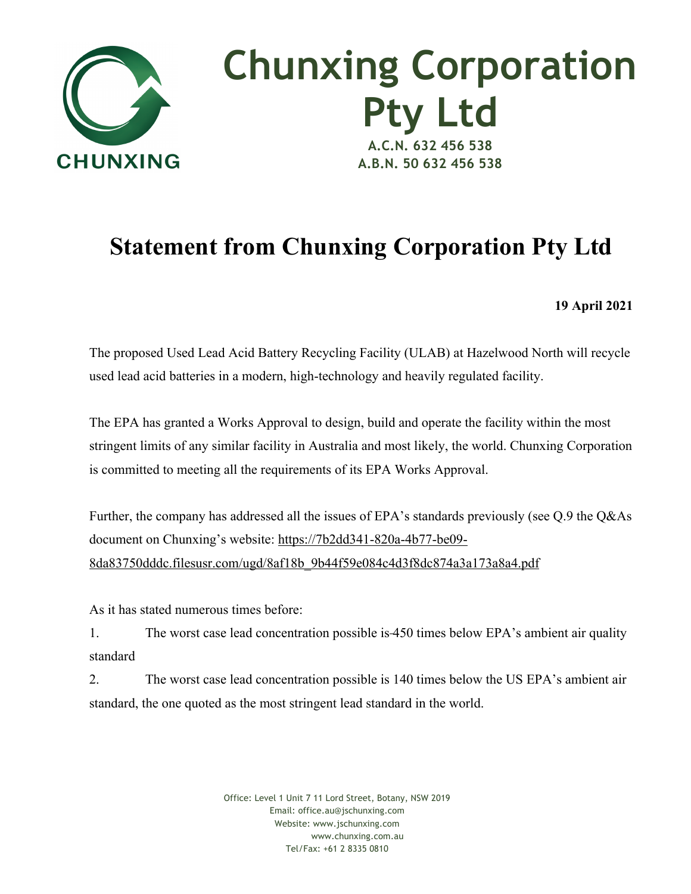CHUNXING

# Chunxing Corporation Pty Ltd

**A.C.N. 632 456 538**
**A.B.N. 50 632 456 538**

# Statement from Chunxing Corporation Pty Ltd

**19 April 2021**

The proposed Used Lead Acid Battery Recycling Facility (ULAB) at Hazelwood North will recycle used lead acid batteries in a modern, high-technology and heavily regulated facility.

The EPA has granted a Works Approval to design, build and operate the facility within the most stringent limits of any similar facility in Australia and most likely, the world. Chunxing Corporation is committed to meeting all the requirements of its EPA Works Approval.

Further, the company has addressed all the issues of EPA's standards previously (see Q.9 the Q&As document on Chunxing's website: https://7b2dd341-820a-4b77-be09-8da83750dddc.filesusr.com/ugd/8af18b_9b44f59e084c4d3f8dc874a3a173a8a4.pdf

As it has stated numerous times before:

1. The worst case lead concentration possible is 450 times below EPA's ambient air quality standard
2. The worst case lead concentration possible is 140 times below the US EPA's ambient air standard, the one quoted as the most stringent lead standard in the world.

Office: Level 1 Unit 7 11 Lord Street, Botany, NSW 2019
Email: office.au@jschunxing.com
Website: www.jschunxing.com
www.chunxing.com.au
Tel/Fax: +61 2 8335 0810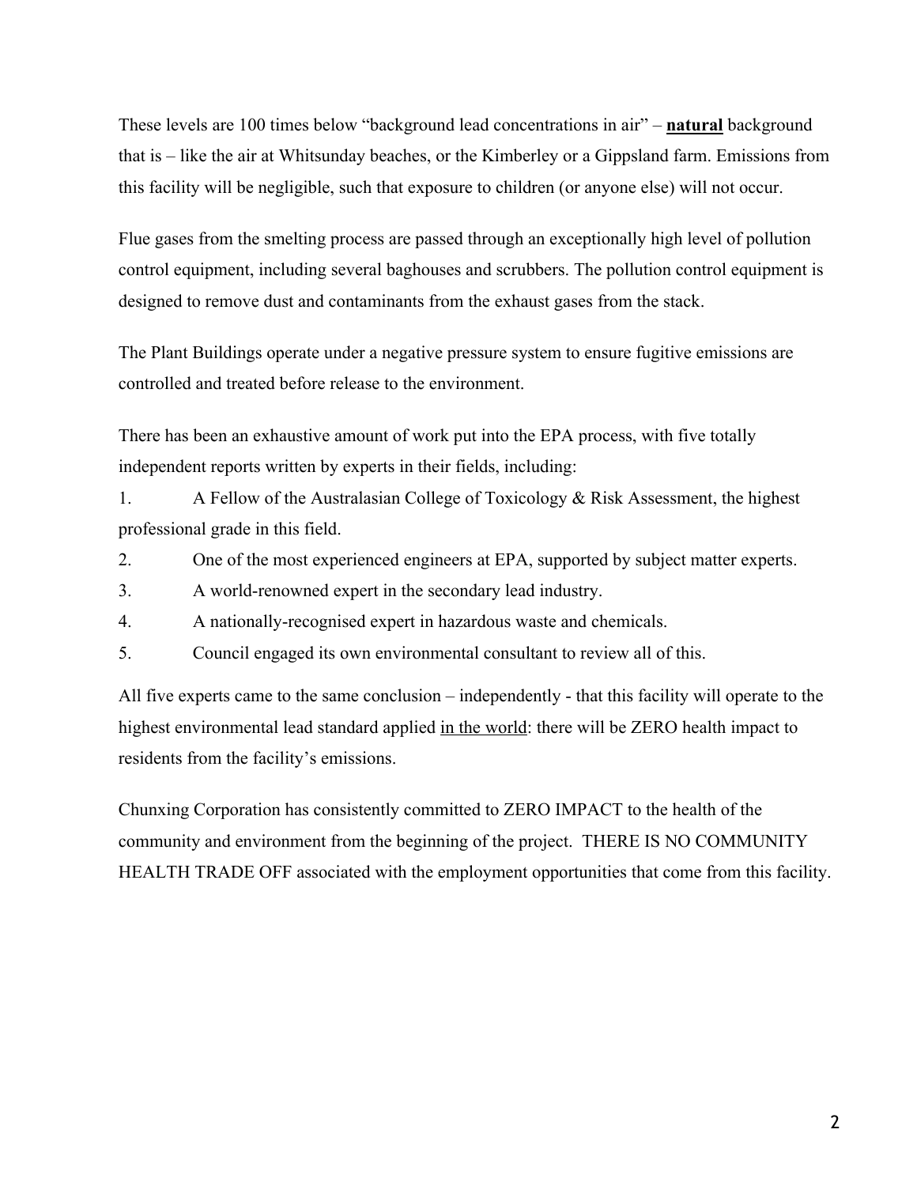These levels are 100 times below "background lead concentrations in air" – **natural** background that is – like the air at Whitsunday beaches, or the Kimberley or a Gippsland farm. Emissions from this facility will be negligible, such that exposure to children (or anyone else) will not occur.

Flue gases from the smelting process are passed through an exceptionally high level of pollution control equipment, including several baghouses and scrubbers. The pollution control equipment is designed to remove dust and contaminants from the exhaust gases from the stack.

The Plant Buildings operate under a negative pressure system to ensure fugitive emissions are controlled and treated before release to the environment.

There has been an exhaustive amount of work put into the EPA process, with five totally independent reports written by experts in their fields, including:

1. A Fellow of the Australasian College of Toxicology & Risk Assessment, the highest professional grade in this field.
2. One of the most experienced engineers at EPA, supported by subject matter experts.
3. A world-renowned expert in the secondary lead industry.
4. A nationally-recognised expert in hazardous waste and chemicals.
5. Council engaged its own environmental consultant to review all of this.

All five experts came to the same conclusion – independently - that this facility will operate to the highest environmental lead standard applied <u>in the world</u>: there will be ZERO health impact to residents from the facility's emissions.

Chunxing Corporation has consistently committed to ZERO IMPACT to the health of the community and environment from the beginning of the project. THERE IS NO COMMUNITY HEALTH TRADE OFF associated with the employment opportunities that come from this facility.